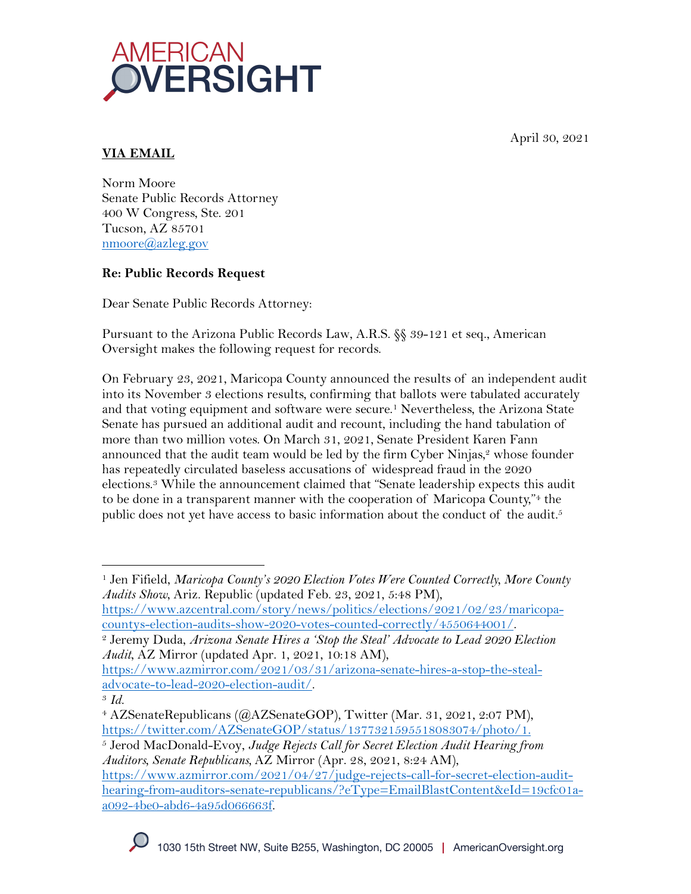AMERICAN OVERSIGHT

April 30, 2021

**VIA EMAIL**

Norm Moore
Senate Public Records Attorney
400 W Congress, Ste. 201
Tucson, AZ 85701
nmoore@azleg.gov

**Re: Public Records Request**

Dear Senate Public Records Attorney:

Pursuant to the Arizona Public Records Law, A.R.S. §§ 39-121 et seq., American Oversight makes the following request for records.

On February 23, 2021, Maricopa County announced the results of an independent audit into its November 3 elections results, confirming that ballots were tabulated accurately and that voting equipment and software were secure.[1] Nevertheless, the Arizona State Senate has pursued an additional audit and recount, including the hand tabulation of more than two million votes. On March 31, 2021, Senate President Karen Fann announced that the audit team would be led by the firm Cyber Ninjas,[2] whose founder has repeatedly circulated baseless accusations of widespread fraud in the 2020 elections.[3] While the announcement claimed that "Senate leadership expects this audit to be done in a transparent manner with the cooperation of Maricopa County,"[4] the public does not yet have access to basic information about the conduct of the audit.[5]

---

[1] Jen Fifield, *Maricopa County's 2020 Election Votes Were Counted Correctly, More County Audits Show*, Ariz. Republic (updated Feb. 23, 2021, 5:48 PM), https://www.azcentral.com/story/news/politics/elections/2021/02/23/maricopa-countys-election-audits-show-2020-votes-counted-correctly/4550644001/.

[2] Jeremy Duda, *Arizona Senate Hires a 'Stop the Steal' Advocate to Lead 2020 Election Audit*, AZ Mirror (updated Apr. 1, 2021, 10:18 AM), https://www.azmirror.com/2021/03/31/arizona-senate-hires-a-stop-the-steal-advocate-to-lead-2020-election-audit/.

[3] *Id.*

[4] AZSenateRepublicans (@AZSenateGOP), Twitter (Mar. 31, 2021, 2:07 PM), https://twitter.com/AZSenateGOP/status/1377321595518083074/photo/1.

[5] Jerod MacDonald-Evoy, *Judge Rejects Call for Secret Election Audit Hearing from Auditors, Senate Republicans*, AZ Mirror (Apr. 28, 2021, 8:24 AM), https://www.azmirror.com/2021/04/27/judge-rejects-call-for-secret-election-audit-hearing-from-auditors-senate-republicans/?eType=EmailBlastContent&eId=19cfc01a-a092-4be0-abd6-4a95d066663f.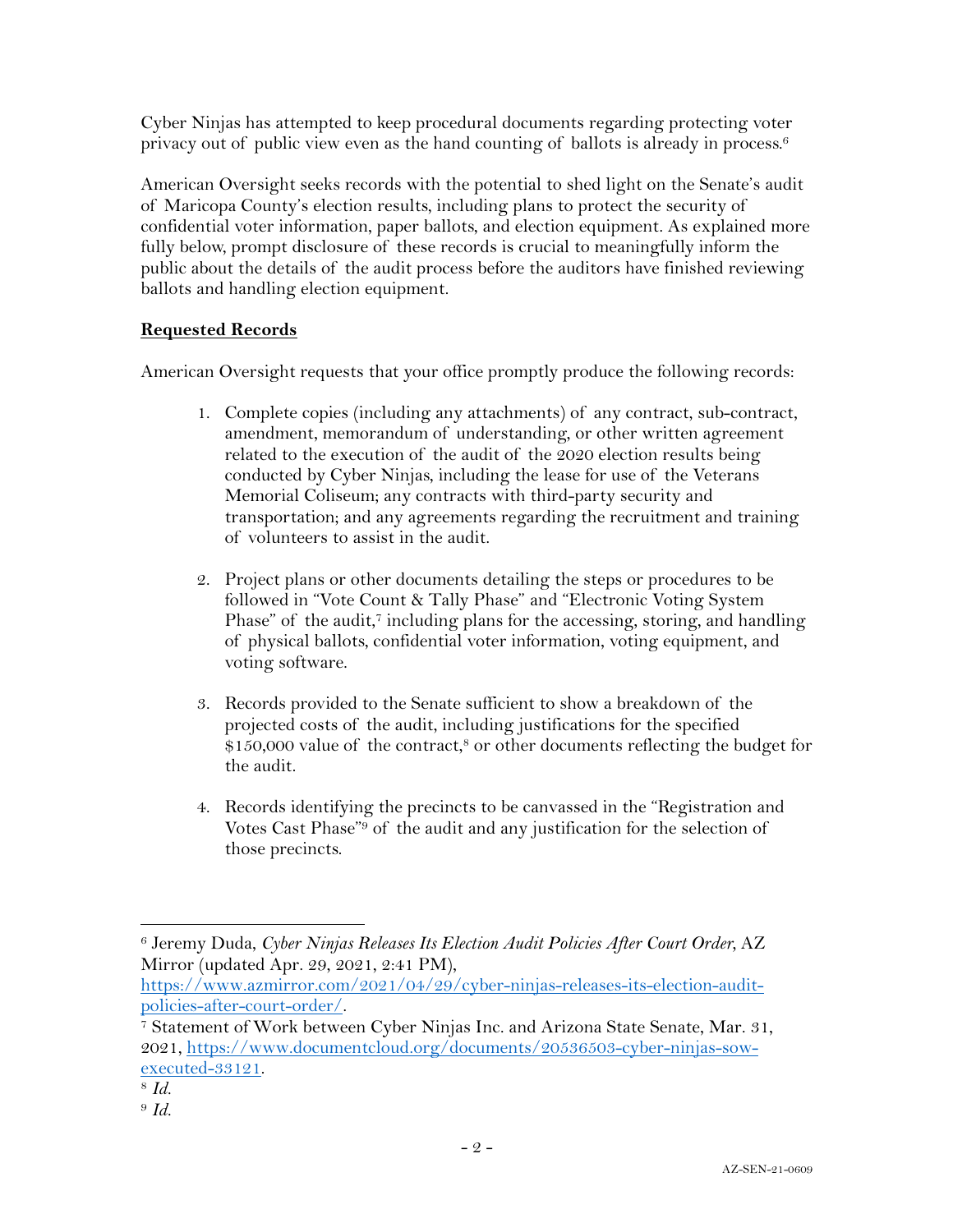Cyber Ninjas has attempted to keep procedural documents regarding protecting voter privacy out of public view even as the hand counting of ballots is already in process.[6]

American Oversight seeks records with the potential to shed light on the Senate's audit of Maricopa County's election results, including plans to protect the security of confidential voter information, paper ballots, and election equipment. As explained more fully below, prompt disclosure of these records is crucial to meaningfully inform the public about the details of the audit process before the auditors have finished reviewing ballots and handling election equipment.

**Requested Records**

American Oversight requests that your office promptly produce the following records:

1. Complete copies (including any attachments) of any contract, sub-contract, amendment, memorandum of understanding, or other written agreement related to the execution of the audit of the 2020 election results being conducted by Cyber Ninjas, including the lease for use of the Veterans Memorial Coliseum; any contracts with third-party security and transportation; and any agreements regarding the recruitment and training of volunteers to assist in the audit.

2. Project plans or other documents detailing the steps or procedures to be followed in "Vote Count & Tally Phase" and "Electronic Voting System Phase" of the audit,[7] including plans for the accessing, storing, and handling of physical ballots, confidential voter information, voting equipment, and voting software.

3. Records provided to the Senate sufficient to show a breakdown of the projected costs of the audit, including justifications for the specified $150,000 value of the contract,[8] or other documents reflecting the budget for the audit.

4. Records identifying the precincts to be canvassed in the "Registration and Votes Cast Phase"[9] of the audit and any justification for the selection of those precincts.

---

[6] Jeremy Duda, *Cyber Ninjas Releases Its Election Audit Policies After Court Order*, AZ Mirror (updated Apr. 29, 2021, 2:41 PM), https://www.azmirror.com/2021/04/29/cyber-ninjas-releases-its-election-audit-policies-after-court-order/.

[7] Statement of Work between Cyber Ninjas Inc. and Arizona State Senate, Mar. 31, 2021, https://www.documentcloud.org/documents/20536503-cyber-ninjas-sow-executed-33121.

[8] *Id.*

[9] *Id.*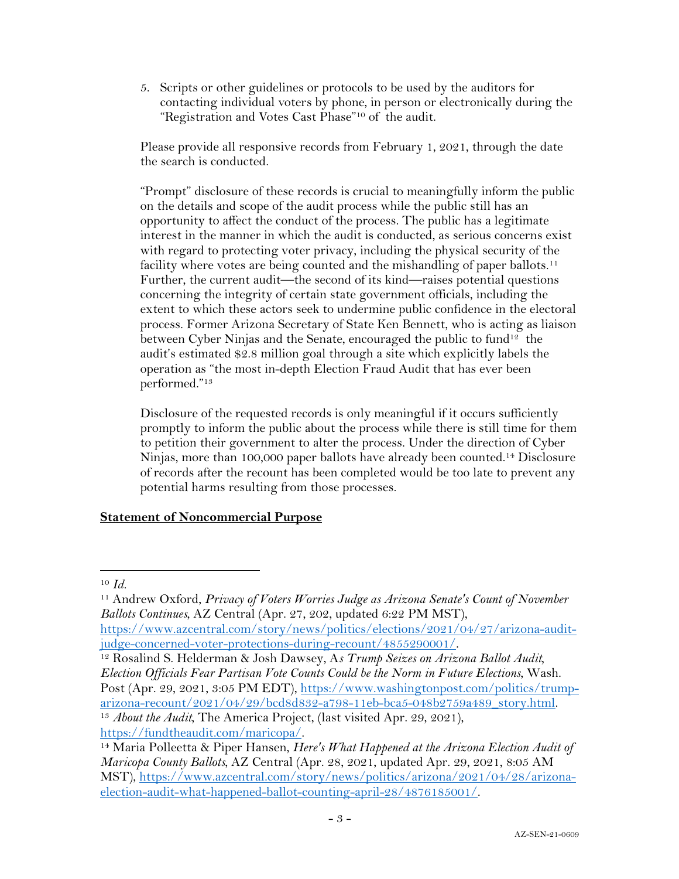5. Scripts or other guidelines or protocols to be used by the auditors for contacting individual voters by phone, in person or electronically during the "Registration and Votes Cast Phase"[10] of the audit.

Please provide all responsive records from February 1, 2021, through the date the search is conducted.

"Prompt" disclosure of these records is crucial to meaningfully inform the public on the details and scope of the audit process while the public still has an opportunity to affect the conduct of the process. The public has a legitimate interest in the manner in which the audit is conducted, as serious concerns exist with regard to protecting voter privacy, including the physical security of the facility where votes are being counted and the mishandling of paper ballots.[11] Further, the current audit—the second of its kind—raises potential questions concerning the integrity of certain state government officials, including the extent to which these actors seek to undermine public confidence in the electoral process. Former Arizona Secretary of State Ken Bennett, who is acting as liaison between Cyber Ninjas and the Senate, encouraged the public to fund[12] the audit's estimated $2.8 million goal through a site which explicitly labels the operation as "the most in-depth Election Fraud Audit that has ever been performed."[13]

Disclosure of the requested records is only meaningful if it occurs sufficiently promptly to inform the public about the process while there is still time for them to petition their government to alter the process. Under the direction of Cyber Ninjas, more than 100,000 paper ballots have already been counted.[14] Disclosure of records after the recount has been completed would be too late to prevent any potential harms resulting from those processes.

**Statement of Noncommercial Purpose**

---

[10] *Id.*

[11] Andrew Oxford, *Privacy of Voters Worries Judge as Arizona Senate's Count of November Ballots Continues*, AZ Central (Apr. 27, 202, updated 6:22 PM MST), https://www.azcentral.com/story/news/politics/elections/2021/04/27/arizona-audit-judge-concerned-voter-protections-during-recount/4855290001/.

[12] Rosalind S. Helderman & Josh Dawsey, A*s Trump Seizes on Arizona Ballot Audit, Election Officials Fear Partisan Vote Counts Could be the Norm in Future Elections*, Wash. Post (Apr. 29, 2021, 3:05 PM EDT), https://www.washingtonpost.com/politics/trump-arizona-recount/2021/04/29/bcd8d832-a798-11eb-bca5-048b2759a489_story.html.

[13] *About the Audit*, The America Project, (last visited Apr. 29, 2021), https://fundtheaudit.com/maricopa/.

[14] Maria Polletta & Piper Hansen, *Here's What Happened at the Arizona Election Audit of Maricopa County Ballots*, AZ Central (Apr. 28, 2021, updated Apr. 29, 2021, 8:05 AM MST), https://www.azcentral.com/story/news/politics/arizona/2021/04/28/arizona-election-audit-what-happened-ballot-counting-april-28/4876185001/.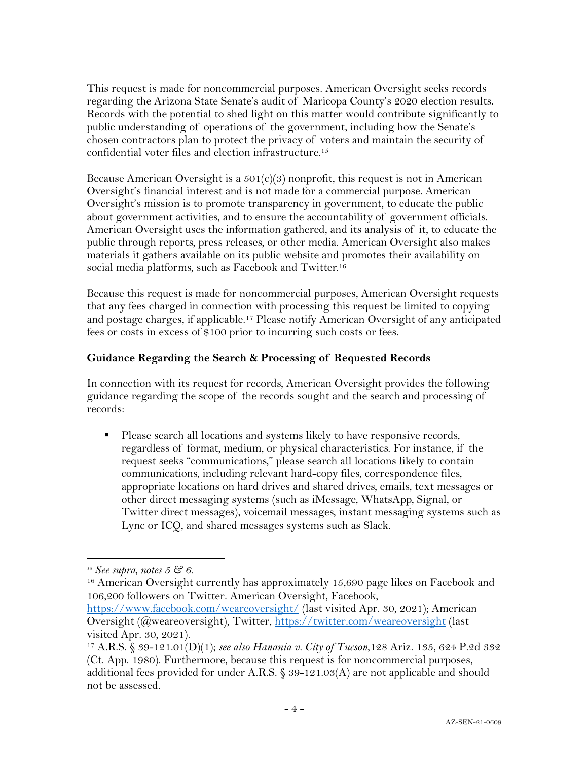This request is made for noncommercial purposes. American Oversight seeks records regarding the Arizona State Senate's audit of Maricopa County's 2020 election results. Records with the potential to shed light on this matter would contribute significantly to public understanding of operations of the government, including how the Senate's chosen contractors plan to protect the privacy of voters and maintain the security of confidential voter files and election infrastructure.[15]

Because American Oversight is a 501(c)(3) nonprofit, this request is not in American Oversight's financial interest and is not made for a commercial purpose. American Oversight's mission is to promote transparency in government, to educate the public about government activities, and to ensure the accountability of government officials. American Oversight uses the information gathered, and its analysis of it, to educate the public through reports, press releases, or other media. American Oversight also makes materials it gathers available on its public website and promotes their availability on social media platforms, such as Facebook and Twitter.[16]

Because this request is made for noncommercial purposes, American Oversight requests that any fees charged in connection with processing this request be limited to copying and postage charges, if applicable.[17] Please notify American Oversight of any anticipated fees or costs in excess of $100 prior to incurring such costs or fees.

**Guidance Regarding the Search & Processing of Requested Records**

In connection with its request for records, American Oversight provides the following guidance regarding the scope of the records sought and the search and processing of records:

- Please search all locations and systems likely to have responsive records, regardless of format, medium, or physical characteristics. For instance, if the request seeks "communications," please search all locations likely to contain communications, including relevant hard-copy files, correspondence files, appropriate locations on hard drives and shared drives, emails, text messages or other direct messaging systems (such as iMessage, WhatsApp, Signal, or Twitter direct messages), voicemail messages, instant messaging systems such as Lync or ICQ, and shared messages systems such as Slack.

---

[15] *See supra, notes 5 & 6.*

[16] American Oversight currently has approximately 15,690 page likes on Facebook and 106,200 followers on Twitter. American Oversight, Facebook, https://www.facebook.com/weareoversight/ (last visited Apr. 30, 2021); American Oversight (@weareoversight), Twitter, https://twitter.com/weareoversight (last visited Apr. 30, 2021).

[17] A.R.S. § 39-121.01(D)(1); *see also Hanania v. City of Tucson*,128 Ariz. 135, 624 P.2d 332 (Ct. App. 1980). Furthermore, because this request is for noncommercial purposes, additional fees provided for under A.R.S. § 39-121.03(A) are not applicable and should not be assessed.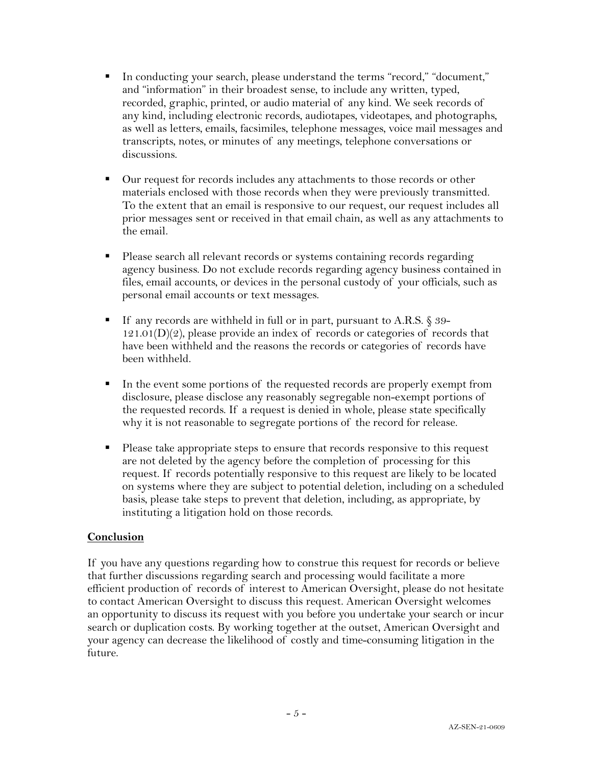- In conducting your search, please understand the terms "record," "document," and "information" in their broadest sense, to include any written, typed, recorded, graphic, printed, or audio material of any kind. We seek records of any kind, including electronic records, audiotapes, videotapes, and photographs, as well as letters, emails, facsimiles, telephone messages, voice mail messages and transcripts, notes, or minutes of any meetings, telephone conversations or discussions.

- Our request for records includes any attachments to those records or other materials enclosed with those records when they were previously transmitted. To the extent that an email is responsive to our request, our request includes all prior messages sent or received in that email chain, as well as any attachments to the email.

- Please search all relevant records or systems containing records regarding agency business. Do not exclude records regarding agency business contained in files, email accounts, or devices in the personal custody of your officials, such as personal email accounts or text messages.

- If any records are withheld in full or in part, pursuant to A.R.S. § 39-121.01(D)(2), please provide an index of records or categories of records that have been withheld and the reasons the records or categories of records have been withheld.

- In the event some portions of the requested records are properly exempt from disclosure, please disclose any reasonably segregable non-exempt portions of the requested records. If a request is denied in whole, please state specifically why it is not reasonable to segregate portions of the record for release.

- Please take appropriate steps to ensure that records responsive to this request are not deleted by the agency before the completion of processing for this request. If records potentially responsive to this request are likely to be located on systems where they are subject to potential deletion, including on a scheduled basis, please take steps to prevent that deletion, including, as appropriate, by instituting a litigation hold on those records.

**Conclusion**

If you have any questions regarding how to construe this request for records or believe that further discussions regarding search and processing would facilitate a more efficient production of records of interest to American Oversight, please do not hesitate to contact American Oversight to discuss this request. American Oversight welcomes an opportunity to discuss its request with you before you undertake your search or incur search or duplication costs. By working together at the outset, American Oversight and your agency can decrease the likelihood of costly and time-consuming litigation in the future.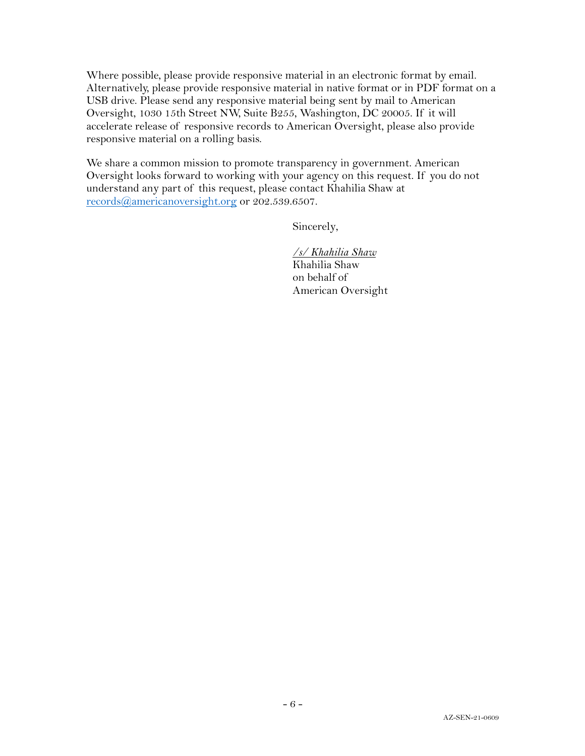Where possible, please provide responsive material in an electronic format by email. Alternatively, please provide responsive material in native format or in PDF format on a USB drive. Please send any responsive material being sent by mail to American Oversight, 1030 15th Street NW, Suite B255, Washington, DC 20005. If it will accelerate release of responsive records to American Oversight, please also provide responsive material on a rolling basis.

We share a common mission to promote transparency in government. American Oversight looks forward to working with your agency on this request. If you do not understand any part of this request, please contact Khahilia Shaw at records@americanoversight.org or 202.539.6507.

Sincerely,

*/s/ Khahilia Shaw*
Khahilia Shaw
on behalf of
American Oversight

AZ-SEN-21-0609